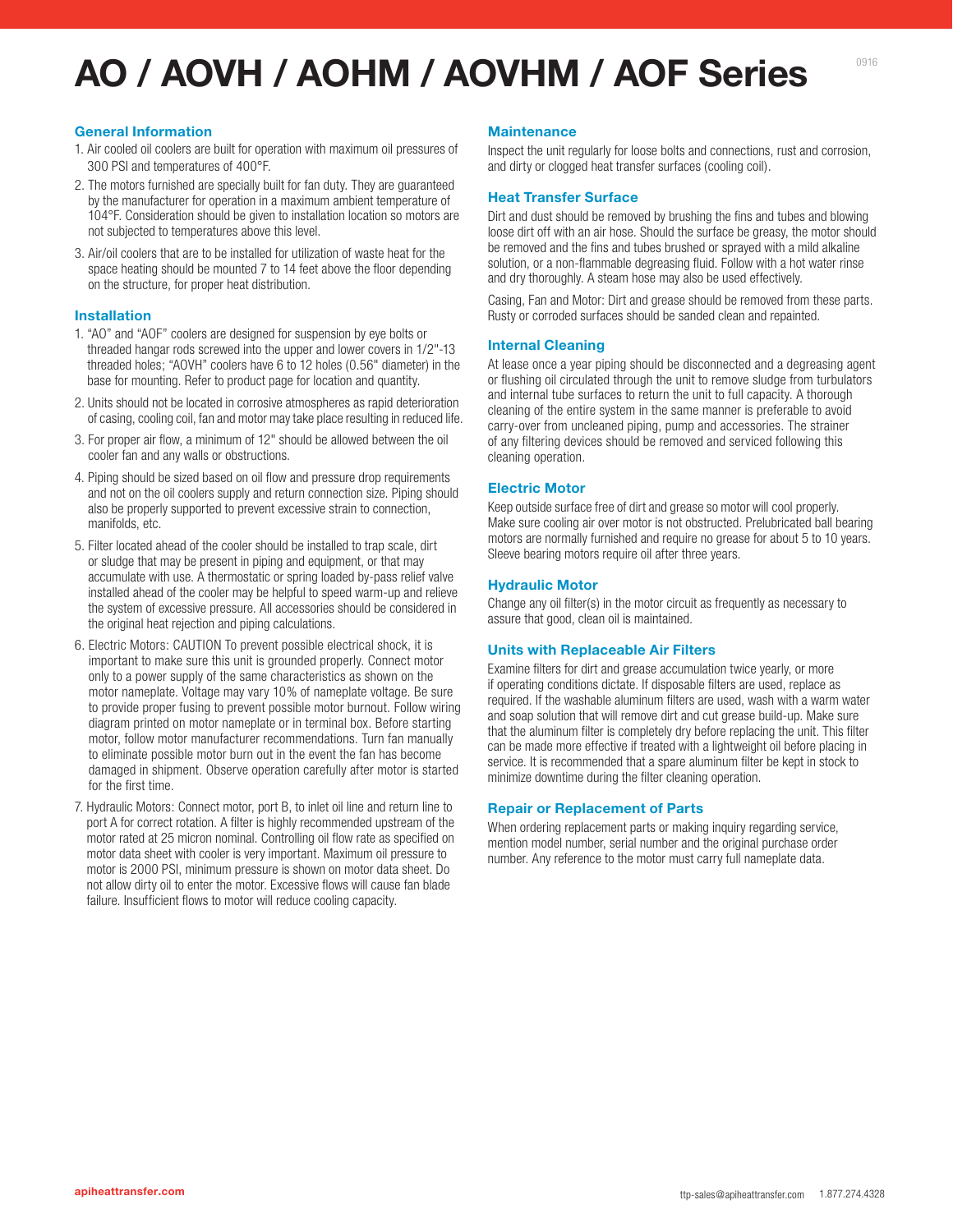# AO / AOVH / AOHM / AOVHM / AOF Series

## General Information

1. Air cooled oil coolers are built for operation with maximum oil pressures of 300 PSI and temperatures of 400°F.
2. The motors furnished are specially built for fan duty. They are guaranteed by the manufacturer for operation in a maximum ambient temperature of 104°F. Consideration should be given to installation location so motors are not subjected to temperatures above this level.
3. Air/oil coolers that are to be installed for utilization of waste heat for the space heating should be mounted 7 to 14 feet above the floor depending on the structure, for proper heat distribution.

## Installation

1. "AO" and "AOF" coolers are designed for suspension by eye bolts or threaded hangar rods screwed into the upper and lower covers in 1/2"-13 threaded holes; "AOVH" coolers have 6 to 12 holes (0.56" diameter) in the base for mounting. Refer to product page for location and quantity.
2. Units should not be located in corrosive atmospheres as rapid deterioration of casing, cooling coil, fan and motor may take place resulting in reduced life.
3. For proper air flow, a minimum of 12" should be allowed between the oil cooler fan and any walls or obstructions.
4. Piping should be sized based on oil flow and pressure drop requirements and not on the oil coolers supply and return connection size. Piping should also be properly supported to prevent excessive strain to connection, manifolds, etc.
5. Filter located ahead of the cooler should be installed to trap scale, dirt or sludge that may be present in piping and equipment, or that may accumulate with use. A thermostatic or spring loaded by-pass relief valve installed ahead of the cooler may be helpful to speed warm-up and relieve the system of excessive pressure. All accessories should be considered in the original heat rejection and piping calculations.
6. Electric Motors: CAUTION To prevent possible electrical shock, it is important to make sure this unit is grounded properly. Connect motor only to a power supply of the same characteristics as shown on the motor nameplate. Voltage may vary 10% of nameplate voltage. Be sure to provide proper fusing to prevent possible motor burnout. Follow wiring diagram printed on motor nameplate or in terminal box. Before starting motor, follow motor manufacturer recommendations. Turn fan manually to eliminate possible motor burn out in the event the fan has become damaged in shipment. Observe operation carefully after motor is started for the first time.
7. Hydraulic Motors: Connect motor, port B, to inlet oil line and return line to port A for correct rotation. A filter is highly recommended upstream of the motor rated at 25 micron nominal. Controlling oil flow rate as specified on motor data sheet with cooler is very important. Maximum oil pressure to motor is 2000 PSI, minimum pressure is shown on motor data sheet. Do not allow dirty oil to enter the motor. Excessive flows will cause fan blade failure. Insufficient flows to motor will reduce cooling capacity.

## Maintenance

Inspect the unit regularly for loose bolts and connections, rust and corrosion, and dirty or clogged heat transfer surfaces (cooling coil).

## Heat Transfer Surface

Dirt and dust should be removed by brushing the fins and tubes and blowing loose dirt off with an air hose. Should the surface be greasy, the motor should be removed and the fins and tubes brushed or sprayed with a mild alkaline solution, or a non-flammable degreasing fluid. Follow with a hot water rinse and dry thoroughly. A steam hose may also be used effectively.

Casing, Fan and Motor: Dirt and grease should be removed from these parts. Rusty or corroded surfaces should be sanded clean and repainted.

## Internal Cleaning

At lease once a year piping should be disconnected and a degreasing agent or flushing oil circulated through the unit to remove sludge from turbulators and internal tube surfaces to return the unit to full capacity. A thorough cleaning of the entire system in the same manner is preferable to avoid carry-over from uncleaned piping, pump and accessories. The strainer of any filtering devices should be removed and serviced following this cleaning operation.

## Electric Motor

Keep outside surface free of dirt and grease so motor will cool properly. Make sure cooling air over motor is not obstructed. Prelubricated ball bearing motors are normally furnished and require no grease for about 5 to 10 years. Sleeve bearing motors require oil after three years.

## Hydraulic Motor

Change any oil filter(s) in the motor circuit as frequently as necessary to assure that good, clean oil is maintained.

## Units with Replaceable Air Filters

Examine filters for dirt and grease accumulation twice yearly, or more if operating conditions dictate. If disposable filters are used, replace as required. If the washable aluminum filters are used, wash with a warm water and soap solution that will remove dirt and cut grease build-up. Make sure that the aluminum filter is completely dry before replacing the unit. This filter can be made more effective if treated with a lightweight oil before placing in service. It is recommended that a spare aluminum filter be kept in stock to minimize downtime during the filter cleaning operation.

## Repair or Replacement of Parts

When ordering replacement parts or making inquiry regarding service, mention model number, serial number and the original purchase order number. Any reference to the motor must carry full nameplate data.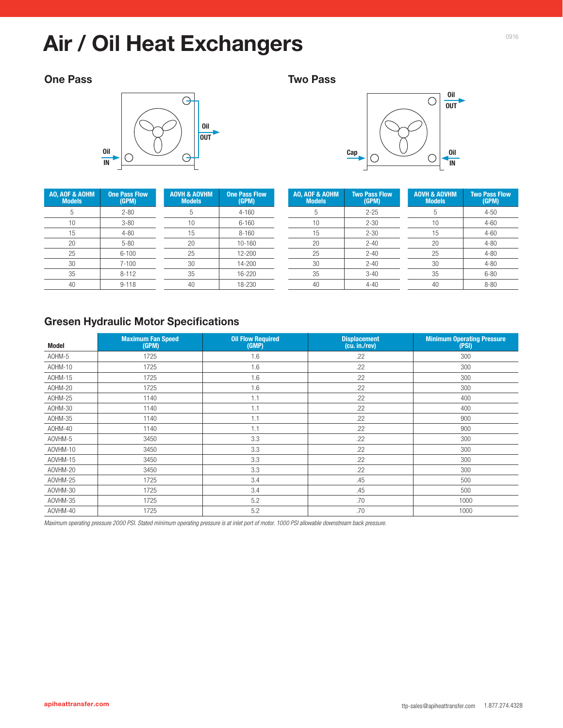# Air / Oil Heat Exchangers

## One Pass

Oil IN

Oil OUT

| AO, AOF & AOHM Models | One Pass Flow (GPM) |
|---|---|
| 5 | 2-80 |
| 10 | 3-80 |
| 15 | 4-80 |
| 20 | 5-80 |
| 25 | 6-100 |
| 30 | 7-100 |
| 35 | 8-112 |
| 40 | 9-118 |

| AOVH & AOVHM Models | One Pass Flow (GPM) |
|---|---|
| 5 | 4-160 |
| 10 | 6-160 |
| 15 | 8-160 |
| 20 | 10-160 |
| 25 | 12-200 |
| 30 | 14-200 |
| 35 | 16-220 |
| 40 | 18-230 |

## Two Pass

Oil OUT

Cap

Oil IN

| AO, AOF & AOHM Models | Two Pass Flow (GPM) |
|---|---|
| 5 | 2-25 |
| 10 | 2-30 |
| 15 | 2-30 |
| 20 | 2-40 |
| 25 | 2-40 |
| 30 | 2-40 |
| 35 | 3-40 |
| 40 | 4-40 |

| AOVH & AOVHM Models | Two Pass Flow (GPM) |
|---|---|
| 5 | 4-50 |
| 10 | 4-60 |
| 15 | 4-60 |
| 20 | 4-80 |
| 25 | 4-80 |
| 30 | 4-80 |
| 35 | 6-80 |
| 40 | 8-80 |

## Gresen Hydraulic Motor Specifications

| Model | Maximum Fan Speed (GPM) | Oil Flow Required (GMP) | Displacement (cu. in./rev) | Minimum Operating Pressure (PSI) |
|---|---|---|---|---|
| AOHM-5 | 1725 | 1.6 | .22 | 300 |
| AOHM-10 | 1725 | 1.6 | .22 | 300 |
| AOHM-15 | 1725 | 1.6 | .22 | 300 |
| AOHM-20 | 1725 | 1.6 | .22 | 300 |
| AOHM-25 | 1140 | 1.1 | .22 | 400 |
| AOHM-30 | 1140 | 1.1 | .22 | 400 |
| AOHM-35 | 1140 | 1.1 | .22 | 900 |
| AOHM-40 | 1140 | 1.1 | .22 | 900 |
| AOVHM-5 | 3450 | 3.3 | .22 | 300 |
| AOVHM-10 | 3450 | 3.3 | .22 | 300 |
| AOVHM-15 | 3450 | 3.3 | .22 | 300 |
| AOVHM-20 | 3450 | 3.3 | .22 | 300 |
| AOVHM-25 | 1725 | 3.4 | .45 | 500 |
| AOVHM-30 | 1725 | 3.4 | .45 | 500 |
| AOVHM-35 | 1725 | 5.2 | .70 | 1000 |
| AOVHM-40 | 1725 | 5.2 | .70 | 1000 |

*Maximum operating pressure 2000 PSI. Stated minimum operating pressure is at inlet port of motor. 1000 PSI allowable downstream back pressure.*

apiheattransfer.com

ttp-sales@apiheattransfer.com 1.877.274.4328